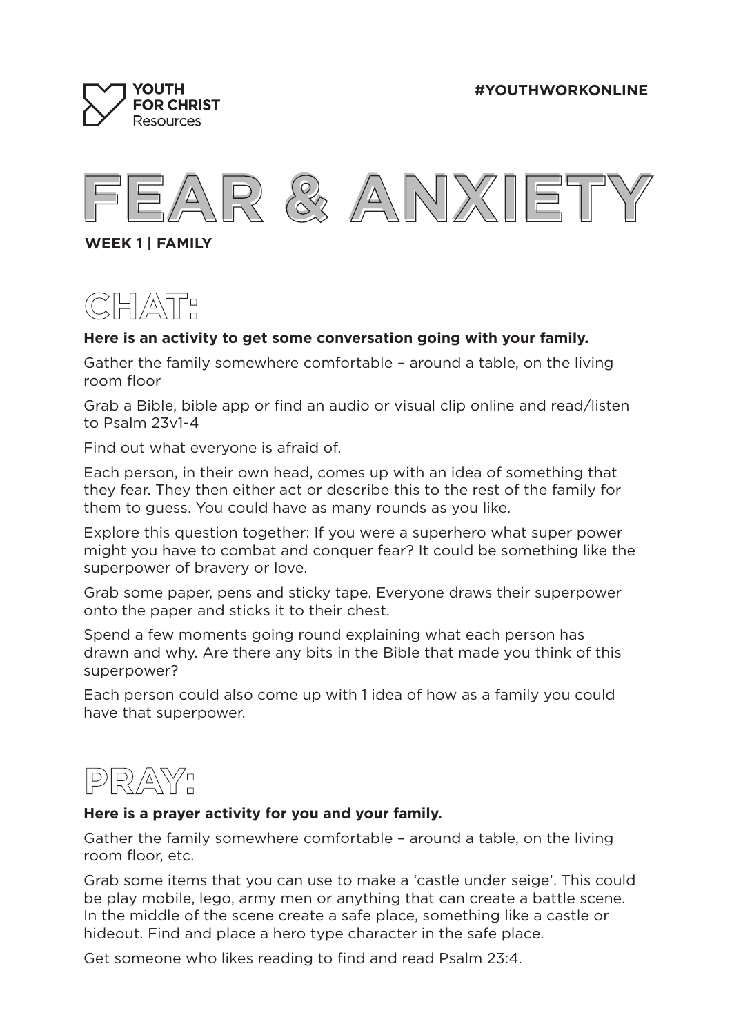YOUTH FOR CHRIST Resources

#YOUTHWORKONLINE

# FEAR & ANXIETY

**WEEK 1 | FAMILY**

## CHAT:

**Here is an activity to get some conversation going with your family.**

Gather the family somewhere comfortable – around a table, on the living room floor

Grab a Bible, bible app or find an audio or visual clip online and read/listen to Psalm 23v1-4

Find out what everyone is afraid of.

Each person, in their own head, comes up with an idea of something that they fear. They then either act or describe this to the rest of the family for them to guess. You could have as many rounds as you like.

Explore this question together: If you were a superhero what super power might you have to combat and conquer fear? It could be something like the superpower of bravery or love.

Grab some paper, pens and sticky tape. Everyone draws their superpower onto the paper and sticks it to their chest.

Spend a few moments going round explaining what each person has drawn and why. Are there any bits in the Bible that made you think of this superpower?

Each person could also come up with 1 idea of how as a family you could have that superpower.

## PRAY:

**Here is a prayer activity for you and your family.**

Gather the family somewhere comfortable – around a table, on the living room floor, etc.

Grab some items that you can use to make a 'castle under seige'. This could be play mobile, lego, army men or anything that can create a battle scene. In the middle of the scene create a safe place, something like a castle or hideout. Find and place a hero type character in the safe place.

Get someone who likes reading to find and read Psalm 23:4.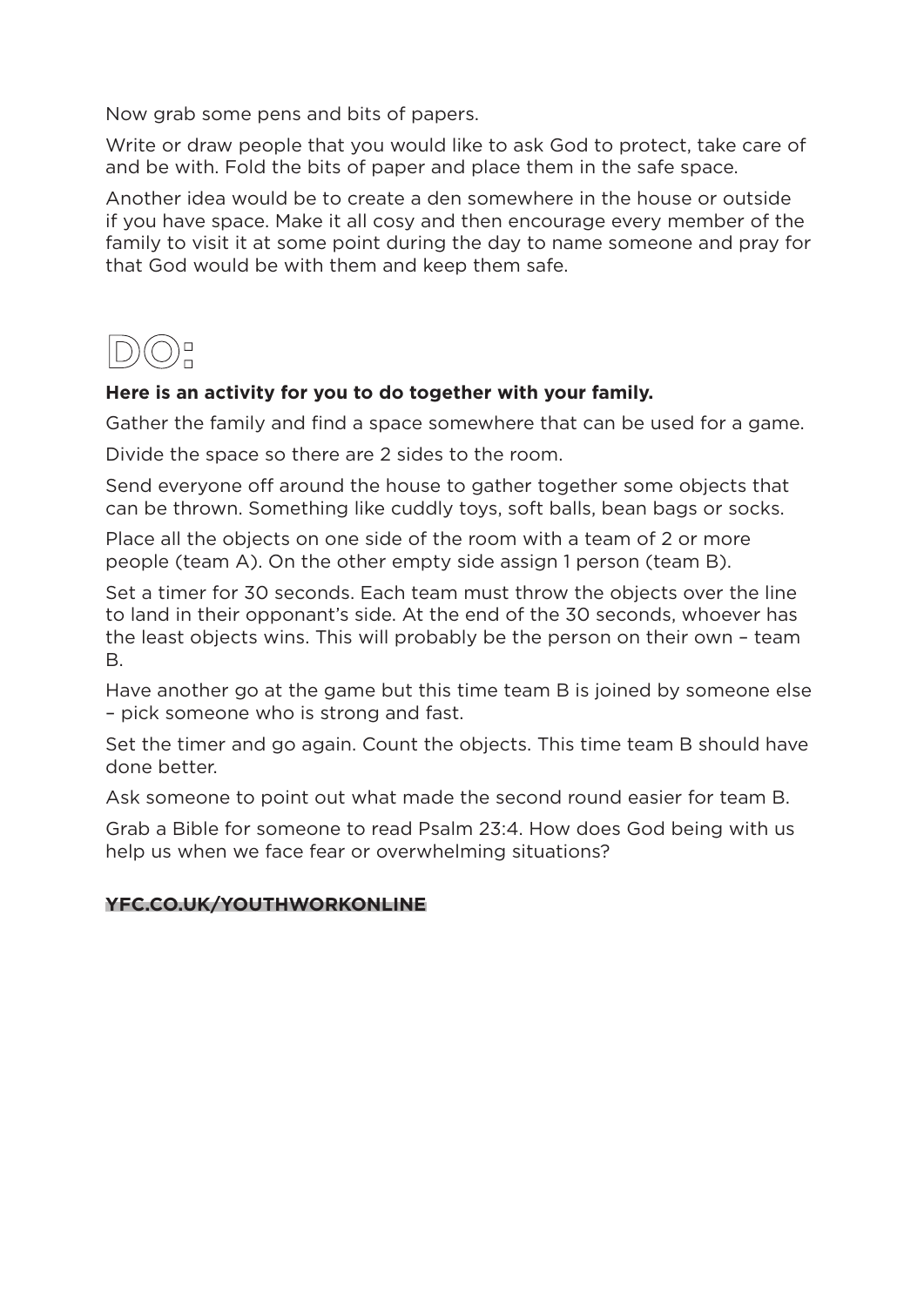Now grab some pens and bits of papers.

Write or draw people that you would like to ask God to protect, take care of and be with. Fold the bits of paper and place them in the safe space.

Another idea would be to create a den somewhere in the house or outside if you have space. Make it all cosy and then encourage every member of the family to visit it at some point during the day to name someone and pray for that God would be with them and keep them safe.

# DO:

**Here is an activity for you to do together with your family.**

Gather the family and find a space somewhere that can be used for a game.

Divide the space so there are 2 sides to the room.

Send everyone off around the house to gather together some objects that can be thrown. Something like cuddly toys, soft balls, bean bags or socks.

Place all the objects on one side of the room with a team of 2 or more people (team A). On the other empty side assign 1 person (team B).

Set a timer for 30 seconds. Each team must throw the objects over the line to land in their opponant's side. At the end of the 30 seconds, whoever has the least objects wins. This will probably be the person on their own – team B.

Have another go at the game but this time team B is joined by someone else – pick someone who is strong and fast.

Set the timer and go again. Count the objects. This time team B should have done better.

Ask someone to point out what made the second round easier for team B.

Grab a Bible for someone to read Psalm 23:4. How does God being with us help us when we face fear or overwhelming situations?

**YFC.CO.UK/YOUTHWORKONLINE**